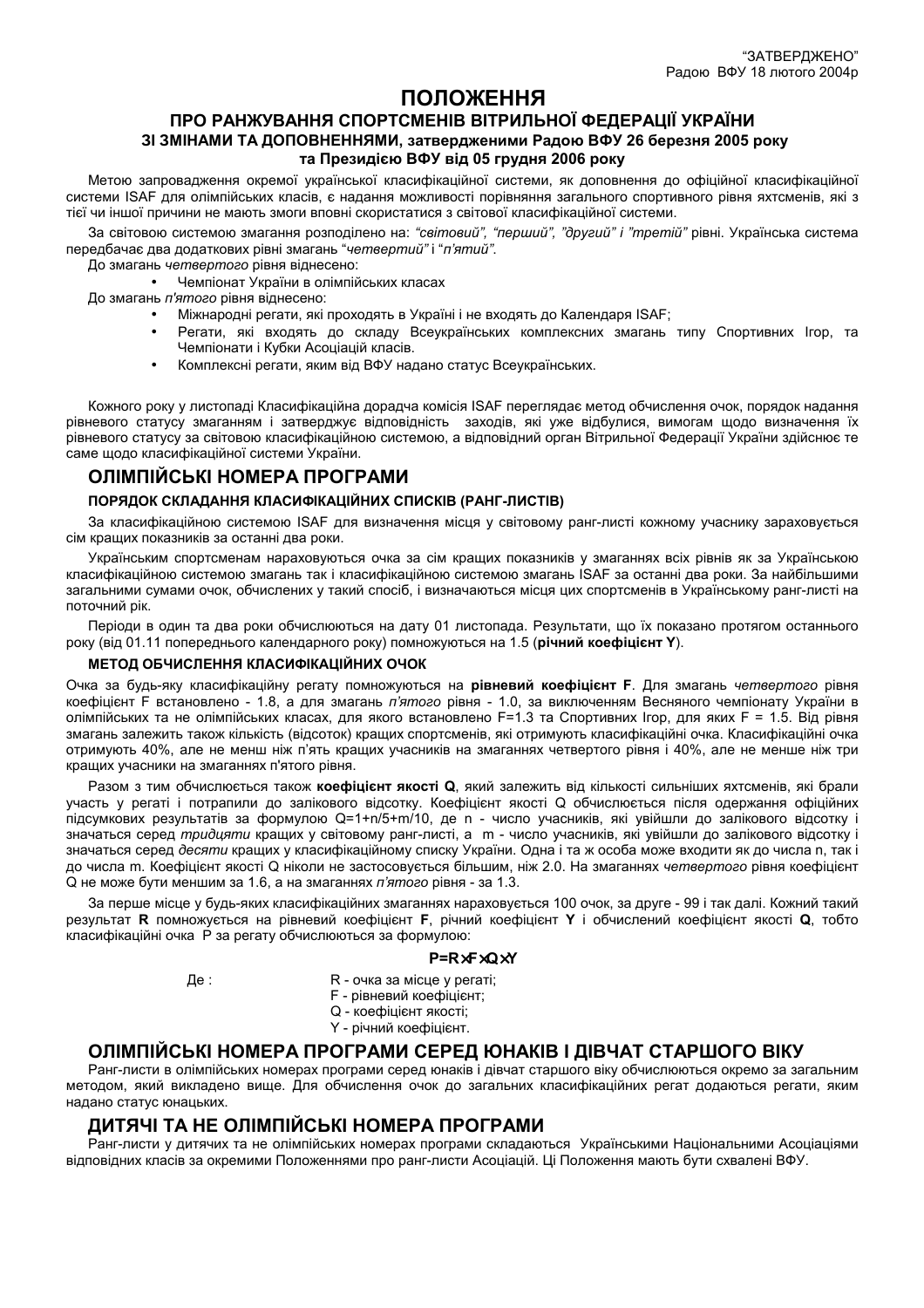"ЗАТВЕРДЖЕНО"
Радою ВФУ 18 лютого 2004р

# ПОЛОЖЕННЯ

### ПРО РАНЖУВАННЯ СПОРТСМЕНІВ ВІТРИЛЬНОЇ ФЕДЕРАЦІЇ УКРАЇНИ ЗІ ЗМІНАМИ ТА ДОПОВНЕННЯМИ, затвердженими Радою ВФУ 26 березня 2005 року та Президією ВФУ від 05 грудня 2006 року

Метою запровадження окремої української класифікаційної системи, як доповнення до офіційної класифікаційної системи ISAF для олімпійських класів, є надання можливості порівняння загального спортивного рівня яхтсменів, які з тієї чи іншої причини не мають змоги вповні скористатися з світової класифікаційної системи.

За світовою системою змагання розподілено на: *"світовий", "перший", "другий" і "третій"* рівні. Українська система передбачає два додаткових рівні змагань "*четвертий*" і "*п'ятий*".

До змагань *четвертого* рівня віднесено:

- Чемпіонат України в олімпійських класах

До змагань *п'ятого* рівня віднесено:

- Міжнародні регати, які проходять в Україні і не входять до Календаря ISAF;
- Регати, які входять до складу Всеукраїнських комплексних змагань типу Спортивних Ігор, та Чемпіонати і Кубки Асоціацій класів.
- Комплексні регати, яким від ВФУ надано статус Всеукраїнських.

Кожного року у листопаді Класифікаційна дорадча комісія ISAF переглядає метод обчислення очок, порядок надання рівневого статусу змаганням і затверджує відповідність заходів, які уже відбулися, вимогам щодо визначення їх рівневого статусу за світовою класифікаційною системою, а відповідний орган Вітрильної Федерації України здійснює те саме щодо класифікаційної системи України.

## ОЛІМПІЙСЬКІ НОМЕРА ПРОГРАМИ

#### ПОРЯДОК СКЛАДАННЯ КЛАСИФІКАЦІЙНИХ СПИСКІВ (РАНГ-ЛИСТІВ)

За класифікаційною системою ISAF для визначення місця у світовому ранг-листі кожному учаснику зараховується сім кращих показників за останні два роки.

Українським спортсменам нараховуються очка за сім кращих показників у змаганнях всіх рівнів як за Українською класифікаційною системою змагань так і класифікаційною системою змагань ISAF за останні два роки. За найбільшими загальними сумами очок, обчислених у такий спосіб, і визначаються місця цих спортсменів в Українському ранг-листі на поточний рік.

Періоди в один та два роки обчислюються на дату 01 листопада. Результати, що їх показано протягом останнього року (від 01.11 попереднього календарного року) помножуються на 1.5 (**річний коефіцієнт Y**).

#### МЕТОД ОБЧИСЛЕННЯ КЛАСИФІКАЦІЙНИХ ОЧОК

Очка за будь-яку класифікаційну регату помножуються на **рівневий коефіцієнт F**. Для змагань *четвертого* рівня коефіцієнт F встановлено - 1.8, а для змагань *п'ятого* рівня - 1.0, за виключенням Весняного чемпіонату України в олімпійських та не олімпійських класах, для якого встановлено F=1.3 та Спортивних Ігор, для яких F = 1.5. Від рівня змагань залежить також кількість (відсоток) кращих спортсменів, які отримують класифікаційні очка. Класифікаційні очка отримують 40%, але не менш ніж п'ять кращих учасників на змаганнях четвертого рівня і 40%, але не менше ніж три кращих учасники на змаганнях п'ятого рівня.

Разом з тим обчислюється також **коефіцієнт якості Q**, який залежить від кількості сильніших яхтсменів, які брали участь у регаті і потрапили до залікового відсотку. Коефіцієнт якості Q обчислюється після одержання офіційних підсумкових результатів за формулою $Q=1+n/5+m/10$, де n - число учасників, які увійшли до залікового відсотку і значаться серед *тридцяти* кращих у світовому ранг-листі, а m - число учасників, які увійшли до залікового відсотку і значаться серед *десяти* кращих у класифікаційному списку України. Одна і та ж особа може входити як до числа n, так і до числа m. Коефіцієнт якості Q ніколи не застосовується більшим, ніж 2.0. На змаганнях *четвертого* рівня коефіцієнт Q не може бути меншим за 1.6, а на змаганнях *п'ятого* рівня - за 1.3.

За перше місце у будь-яких класифікаційних змаганнях нараховується 100 очок, за друге - 99 і так далі. Кожний такий результат **R** помножується на рівневий коефіцієнт **F**, річний коефіцієнт **Y** і обчислений коефіцієнт якості **Q**, тобто класифікаційні очка P за регату обчислюються за формулою:

$$P = R \times F \times Q \times Y$$

Де :
R - очка за місце у регаті;
F - рівневий коефіцієнт;
Q - коефіцієнт якості;
Y - річний коефіцієнт.

## ОЛІМПІЙСЬКІ НОМЕРА ПРОГРАМИ СЕРЕД ЮНАКІВ І ДІВЧАТ СТАРШОГО ВІКУ

Ранг-листи в олімпійських номерах програми серед юнаків і дівчат старшого віку обчислюються окремо за загальним методом, який викладено вище. Для обчислення очок до загальних класифікаційних регат додаються регати, яким надано статус юнацьких.

## ДИТЯЧІ ТА НЕ ОЛІМПІЙСЬКІ НОМЕРА ПРОГРАМИ

Ранг-листи у дитячих та не олімпійських номерах програми складаються Українськими Національними Асоціаціями відповідних класів за окремими Положеннями про ранг-листи Асоціацій. Ці Положення мають бути схвалені ВФУ.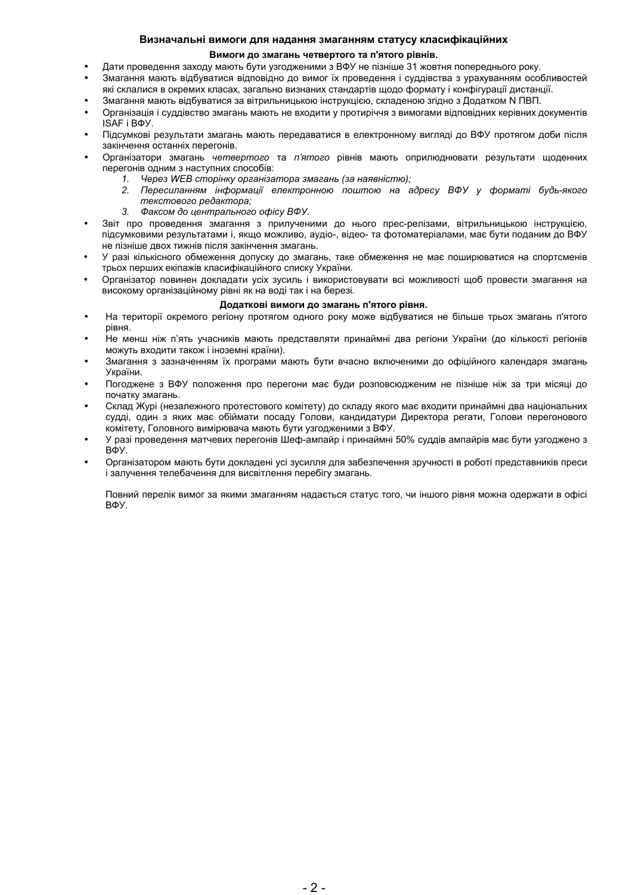### Визначальні вимоги для надання змаганням статусу класифікаційних

#### Вимоги до змагань четвертого та п'ятого рівнів.

- Дати проведення заходу мають бути узгодженими з ВФУ не пізніше 31 жовтня попереднього року.
- Змагання мають відбуватися відповідно до вимог їх проведення і суддівства з урахуванням особливостей які склалися в окремих класах, загально визнаних стандартів щодо формату і конфігурації дистанції.
- Змагання мають відбуватися за вітрильницькою інструкцією, складеною згідно з Додатком N ПВП.
- Організація і суддівство змагань мають не входити у протиріччя з вимогами відповідних керівних документів ISAF і ВФУ.
- Підсумкові результати змагань мають передаватися в електронному вигляді до ВФУ протягом доби після закінчення останніх перегонів.
- Організатори змагань *четвертого* та *п'ятого* рівнів мають оприлюднювати результати щоденних перегонів одним з наступних способів:
  1. *Через WEB сторінку організатора змагань (за наявністю);*
  2. *Пересиланням інформації електронною поштою на адресу ВФУ у форматі будь-якого текстового редактора;*
  3. *Факсом до центрального офісу ВФУ.*
- Звіт про проведення змагання з прилученими до нього прес-релізами, вітрильницькою інструкцією, підсумковими результатами і, якщо можливо, аудіо-, відео- та фотоматеріалами, має бути поданим до ВФУ не пізніше двох тижнів після закінчення змагань.
- У разі кількісного обмеження допуску до змагань, таке обмеження не має поширюватися на спортсменів трьох перших екіпажів класифікаційного списку України.
- Організатор повинен докладати усіх зусиль і використовувати всі можливості щоб провести змагання на високому організаційному рівні як на воді так і на березі.

#### Додаткові вимоги до змагань п'ятого рівня.

- На території окремого регіону протягом одного року може відбуватися не більше трьох змагань п'ятого рівня.
- Не менш ніж п'ять учасників мають представляти принаймні два регіони України (до кількості регіонів можуть входити також і іноземні країни).
- Змагання з зазначенням їх програми мають бути вчасно включеними до офіційного календаря змагань України.
- Погоджене з ВФУ положення про перегони має буди розповсюдженим не пізніше ніж за три місяці до початку змагань.
- Склад Журі (незалежного протестового комітету) до складу якого має входити принаймні два національних судді, один з яких має обіймати посаду Голови, кандидатури Директора регати, Голови перегонового комітету, Головного вимірювача мають бути узгодженими з ВФУ.
- У разі проведення матчевих перегонів Шеф-ампайр і принаймні 50% суддів ампайрів має бути узгоджено з ВФУ.
- Організатором мають бути докладені усі зусилля для забезпечення зручності в роботі представників преси і залучення телебачення для висвітлення перебігу змагань.

Повний перелік вимог за якими змаганням надається статус того, чи іншого рівня можна одержати в офісі ВФУ.